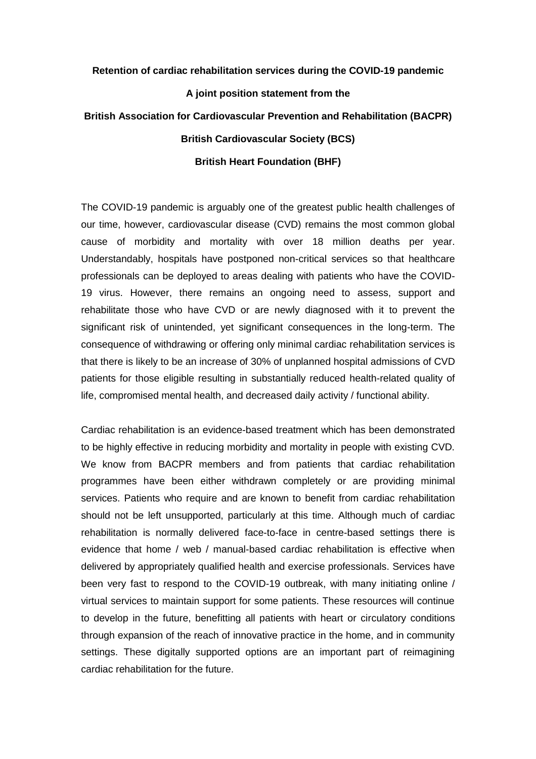**Retention of cardiac rehabilitation services during the COVID-19 pandemic**

**A joint position statement from the**

**British Association for Cardiovascular Prevention and Rehabilitation (BACPR)**

**British Cardiovascular Society (BCS)**

**British Heart Foundation (BHF)**

The COVID-19 pandemic is arguably one of the greatest public health challenges of our time, however, cardiovascular disease (CVD) remains the most common global cause of morbidity and mortality with over 18 million deaths per year. Understandably, hospitals have postponed non-critical services so that healthcare professionals can be deployed to areas dealing with patients who have the COVID-19 virus. However, there remains an ongoing need to assess, support and rehabilitate those who have CVD or are newly diagnosed with it to prevent the significant risk of unintended, yet significant consequences in the long-term. The consequence of withdrawing or offering only minimal cardiac rehabilitation services is that there is likely to be an increase of 30% of unplanned hospital admissions of CVD patients for those eligible resulting in substantially reduced health-related quality of life, compromised mental health, and decreased daily activity / functional ability.

Cardiac rehabilitation is an evidence-based treatment which has been demonstrated to be highly effective in reducing morbidity and mortality in people with existing CVD. We know from BACPR members and from patients that cardiac rehabilitation programmes have been either withdrawn completely or are providing minimal services. Patients who require and are known to benefit from cardiac rehabilitation should not be left unsupported, particularly at this time. Although much of cardiac rehabilitation is normally delivered face-to-face in centre-based settings there is evidence that home / web / manual-based cardiac rehabilitation is effective when delivered by appropriately qualified health and exercise professionals. Services have been very fast to respond to the COVID-19 outbreak, with many initiating online / virtual services to maintain support for some patients. These resources will continue to develop in the future, benefitting all patients with heart or circulatory conditions through expansion of the reach of innovative practice in the home, and in community settings. These digitally supported options are an important part of reimagining cardiac rehabilitation for the future.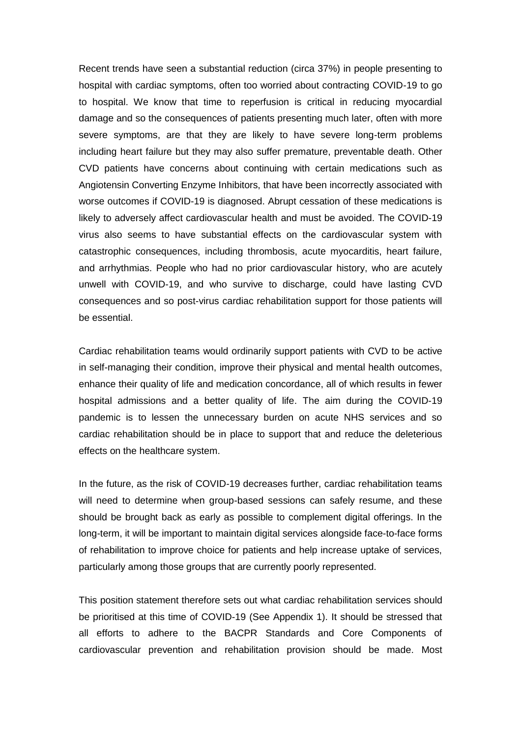Recent trends have seen a substantial reduction (circa 37%) in people presenting to hospital with cardiac symptoms, often too worried about contracting COVID-19 to go to hospital. We know that time to reperfusion is critical in reducing myocardial damage and so the consequences of patients presenting much later, often with more severe symptoms, are that they are likely to have severe long-term problems including heart failure but they may also suffer premature, preventable death. Other CVD patients have concerns about continuing with certain medications such as Angiotensin Converting Enzyme Inhibitors, that have been incorrectly associated with worse outcomes if COVID-19 is diagnosed. Abrupt cessation of these medications is likely to adversely affect cardiovascular health and must be avoided. The COVID-19 virus also seems to have substantial effects on the cardiovascular system with catastrophic consequences, including thrombosis, acute myocarditis, heart failure, and arrhythmias. People who had no prior cardiovascular history, who are acutely unwell with COVID-19, and who survive to discharge, could have lasting CVD consequences and so post-virus cardiac rehabilitation support for those patients will be essential.

Cardiac rehabilitation teams would ordinarily support patients with CVD to be active in self-managing their condition, improve their physical and mental health outcomes, enhance their quality of life and medication concordance, all of which results in fewer hospital admissions and a better quality of life. The aim during the COVID-19 pandemic is to lessen the unnecessary burden on acute NHS services and so cardiac rehabilitation should be in place to support that and reduce the deleterious effects on the healthcare system.

In the future, as the risk of COVID-19 decreases further, cardiac rehabilitation teams will need to determine when group-based sessions can safely resume, and these should be brought back as early as possible to complement digital offerings. In the long-term, it will be important to maintain digital services alongside face-to-face forms of rehabilitation to improve choice for patients and help increase uptake of services, particularly among those groups that are currently poorly represented.

This position statement therefore sets out what cardiac rehabilitation services should be prioritised at this time of COVID-19 (See Appendix 1). It should be stressed that all efforts to adhere to the BACPR Standards and Core Components of cardiovascular prevention and rehabilitation provision should be made. Most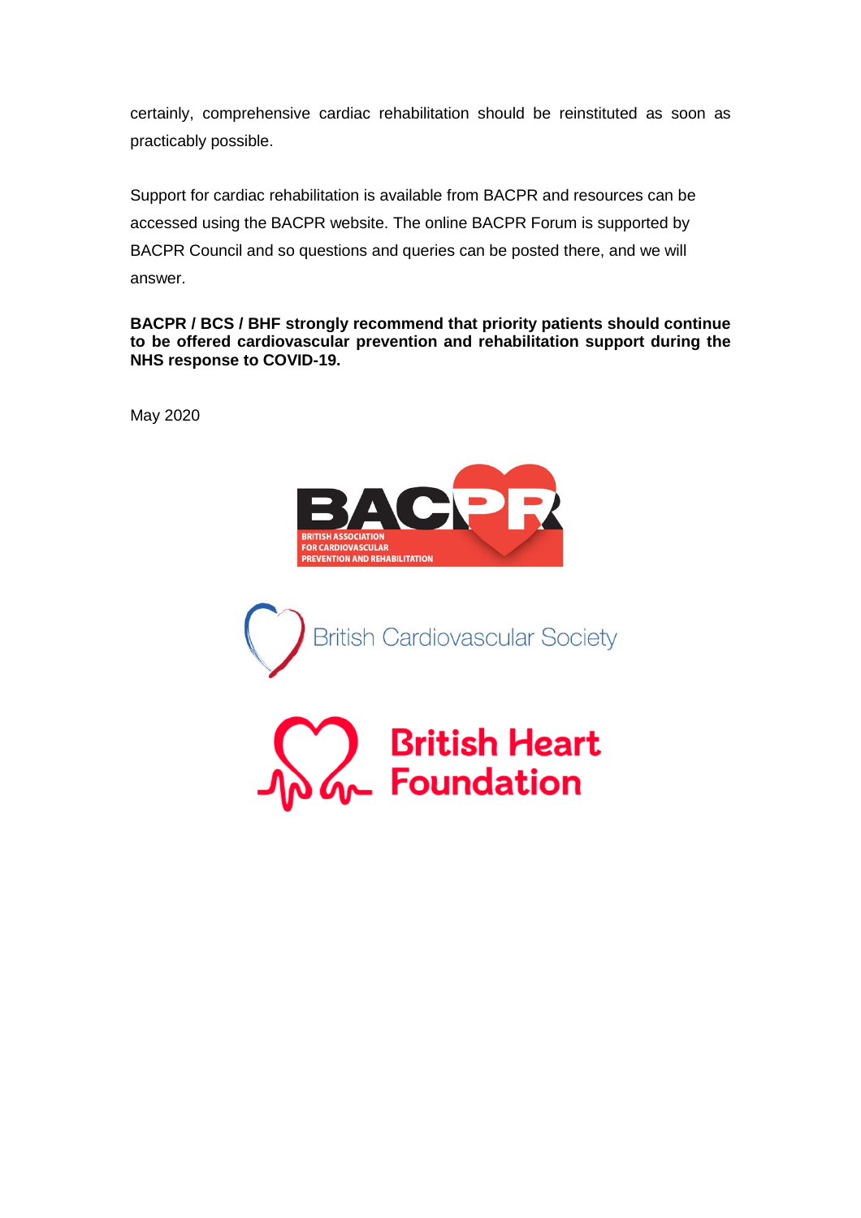certainly, comprehensive cardiac rehabilitation should be reinstituted as soon as practicably possible.

Support for cardiac rehabilitation is available from BACPR and resources can be accessed using the BACPR website. The online BACPR Forum is supported by BACPR Council and so questions and queries can be posted there, and we will answer.

**BACPR / BCS / BHF strongly recommend that priority patients should continue to be offered cardiovascular prevention and rehabilitation support during the NHS response to COVID-19.**

May 2020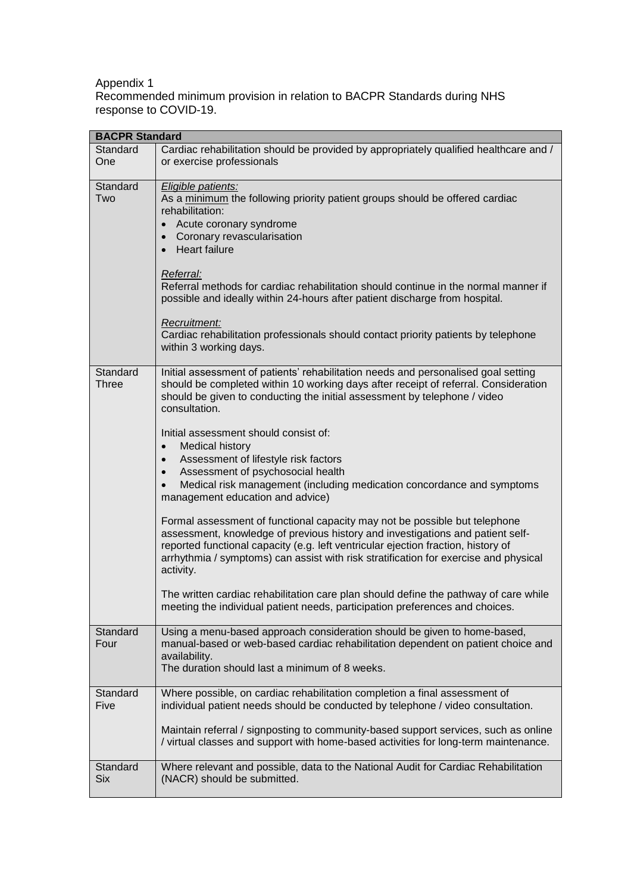Appendix 1

Recommended minimum provision in relation to BACPR Standards during NHS response to COVID-19.

| BACPR Standard | |
|---|---|
| Standard One | Cardiac rehabilitation should be provided by appropriately qualified healthcare and / or exercise professionals |
| Standard Two | *Eligible patients:*<br>As a minimum the following priority patient groups should be offered cardiac rehabilitation:<br>• Acute coronary syndrome<br>• Coronary revascularisation<br>• Heart failure<br><br>*Referral:*<br>Referral methods for cardiac rehabilitation should continue in the normal manner if possible and ideally within 24-hours after patient discharge from hospital.<br><br>*Recruitment:*<br>Cardiac rehabilitation professionals should contact priority patients by telephone within 3 working days. |
| Standard Three | Initial assessment of patients' rehabilitation needs and personalised goal setting should be completed within 10 working days after receipt of referral. Consideration should be given to conducting the initial assessment by telephone / video consultation.<br><br>Initial assessment should consist of:<br>• Medical history<br>• Assessment of lifestyle risk factors<br>• Assessment of psychosocial health<br>• Medical risk management (including medication concordance and symptoms management education and advice)<br><br>Formal assessment of functional capacity may not be possible but telephone assessment, knowledge of previous history and investigations and patient self-reported functional capacity (e.g. left ventricular ejection fraction, history of arrhythmia / symptoms) can assist with risk stratification for exercise and physical activity.<br><br>The written cardiac rehabilitation care plan should define the pathway of care while meeting the individual patient needs, participation preferences and choices. |
| Standard Four | Using a menu-based approach consideration should be given to home-based, manual-based or web-based cardiac rehabilitation dependent on patient choice and availability.<br>The duration should last a minimum of 8 weeks. |
| Standard Five | Where possible, on cardiac rehabilitation completion a final assessment of individual patient needs should be conducted by telephone / video consultation.<br><br>Maintain referral / signposting to community-based support services, such as online / virtual classes and support with home-based activities for long-term maintenance. |
| Standard Six | Where relevant and possible, data to the National Audit for Cardiac Rehabilitation (NACR) should be submitted. |